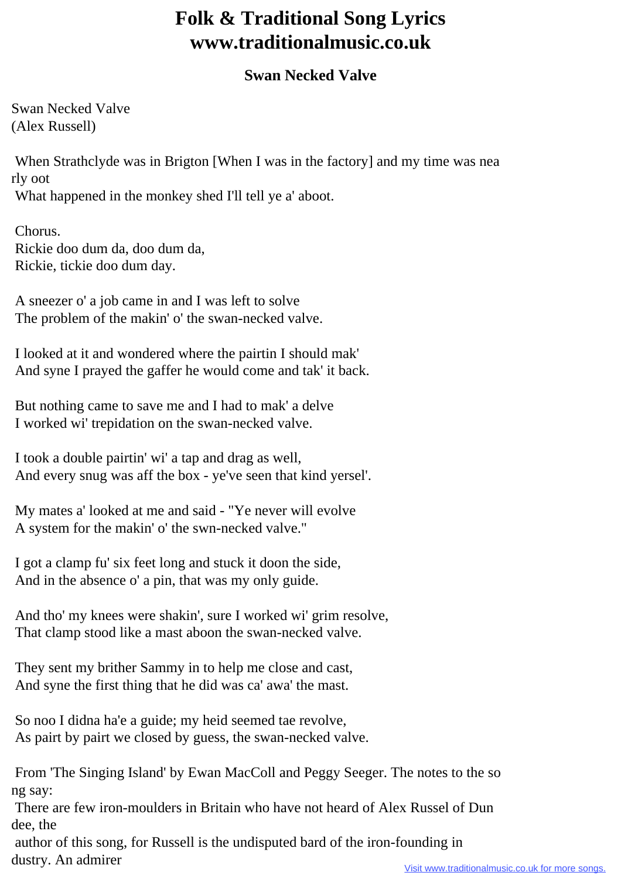# Folk & Traditional Song Lyrics www.traditionalmusic.co.uk

## Swan Necked Valve

Swan Necked Valve
(Alex Russell)

When Strathclyde was in Brigton [When I was in the factory] and my time was nearly oot
What happened in the monkey shed I'll tell ye a' aboot.

Chorus.
Rickie doo dum da, doo dum da,
Rickie, tickie doo dum day.

A sneezer o' a job came in and I was left to solve
The problem of the makin' o' the swan-necked valve.

I looked at it and wondered where the pairtin I should mak'
And syne I prayed the gaffer he would come and tak' it back.

But nothing came to save me and I had to mak' a delve
I worked wi' trepidation on the swan-necked valve.

I took a double pairtin' wi' a tap and drag as well,
And every snug was aff the box - ye've seen that kind yersel'.

My mates a' looked at me and said - "Ye never will evolve
A system for the makin' o' the swn-necked valve."

I got a clamp fu' six feet long and stuck it doon the side,
And in the absence o' a pin, that was my only guide.

And tho' my knees were shakin', sure I worked wi' grim resolve,
That clamp stood like a mast aboon the swan-necked valve.

They sent my brither Sammy in to help me close and cast,
And syne the first thing that he did was ca' awa' the mast.

So noo I didna ha'e a guide; my heid seemed tae revolve,
As pairt by pairt we closed by guess, the swan-necked valve.

From 'The Singing Island' by Ewan MacColl and Peggy Seeger. The notes to the song say:
There are few iron-moulders in Britain who have not heard of Alex Russel of Dundee, the
author of this song, for Russell is the undisputed bard of the iron-founding industry. An admirer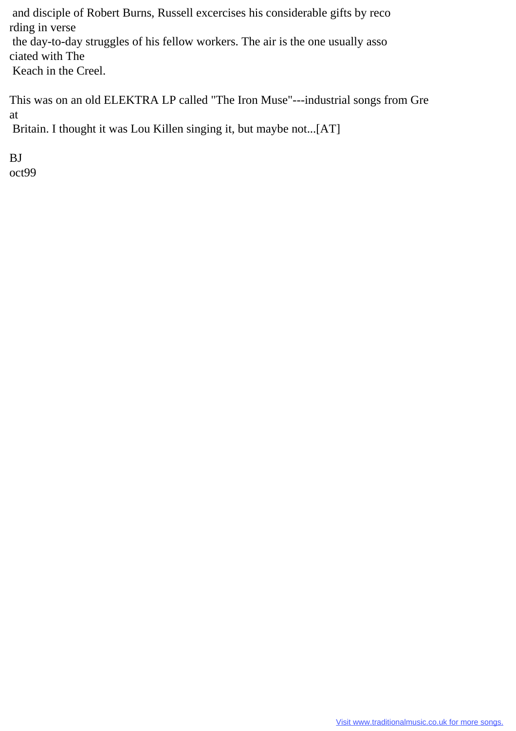and disciple of Robert Burns, Russell excercises his considerable gifts by recording in verse the day-to-day struggles of his fellow workers. The air is the one usually associated with The Keach in the Creel.

This was on an old ELEKTRA LP called "The Iron Muse"---industrial songs from Great Britain. I thought it was Lou Killen singing it, but maybe not...[AT]

BJ
oct99